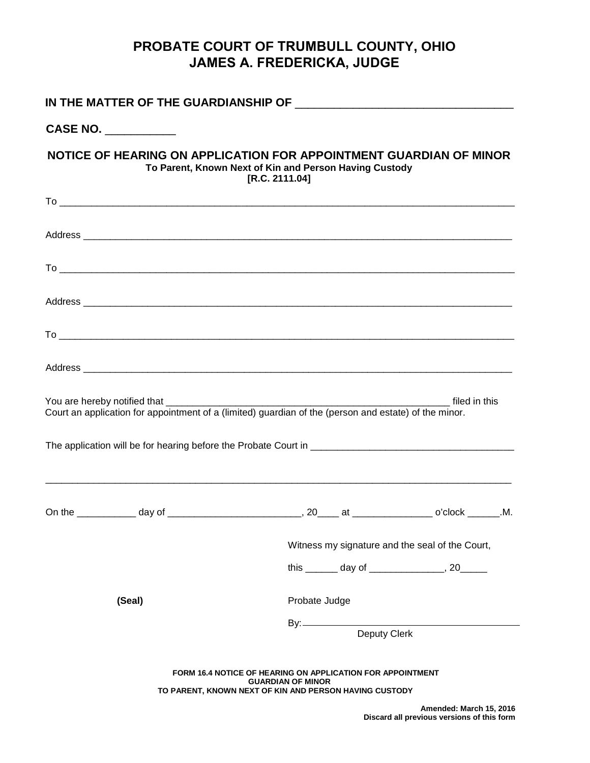# PROBATE COURT OF TRUMBULL COUNTY, OHIO
# JAMES A. FREDERICKA, JUDGE

**IN THE MATTER OF THE GUARDIANSHIP OF** ___________________________________

**CASE NO.** ___________

## NOTICE OF HEARING ON APPLICATION FOR APPOINTMENT GUARDIAN OF MINOR

**To Parent, Known Next of Kin and Person Having Custody**
**[R.C. 2111.04]**

To ___________________________________________________________________________________

Address _______________________________________________________________________________

To ___________________________________________________________________________________

Address _______________________________________________________________________________

To ___________________________________________________________________________________

Address _______________________________________________________________________________

You are hereby notified that ______________________________________________________ filed in this Court an application for appointment of a (limited) guardian of the (person and estate) of the minor.

The application will be for hearing before the Probate Court in ______________________________________

___________________________________________________________________________________________

On the ___________ day of _________________________, 20____ at _______________ o'clock ______.M.

Witness my signature and the seal of the Court,

this ______ day of ______________, 20_____

**(Seal)**

Probate Judge

By: ________________________________________
Deputy Clerk

**FORM 16.4 NOTICE OF HEARING ON APPLICATION FOR APPOINTMENT GUARDIAN OF MINOR TO PARENT, KNOWN NEXT OF KIN AND PERSON HAVING CUSTODY**

**Amended: March 15, 2016**
**Discard all previous versions of this form**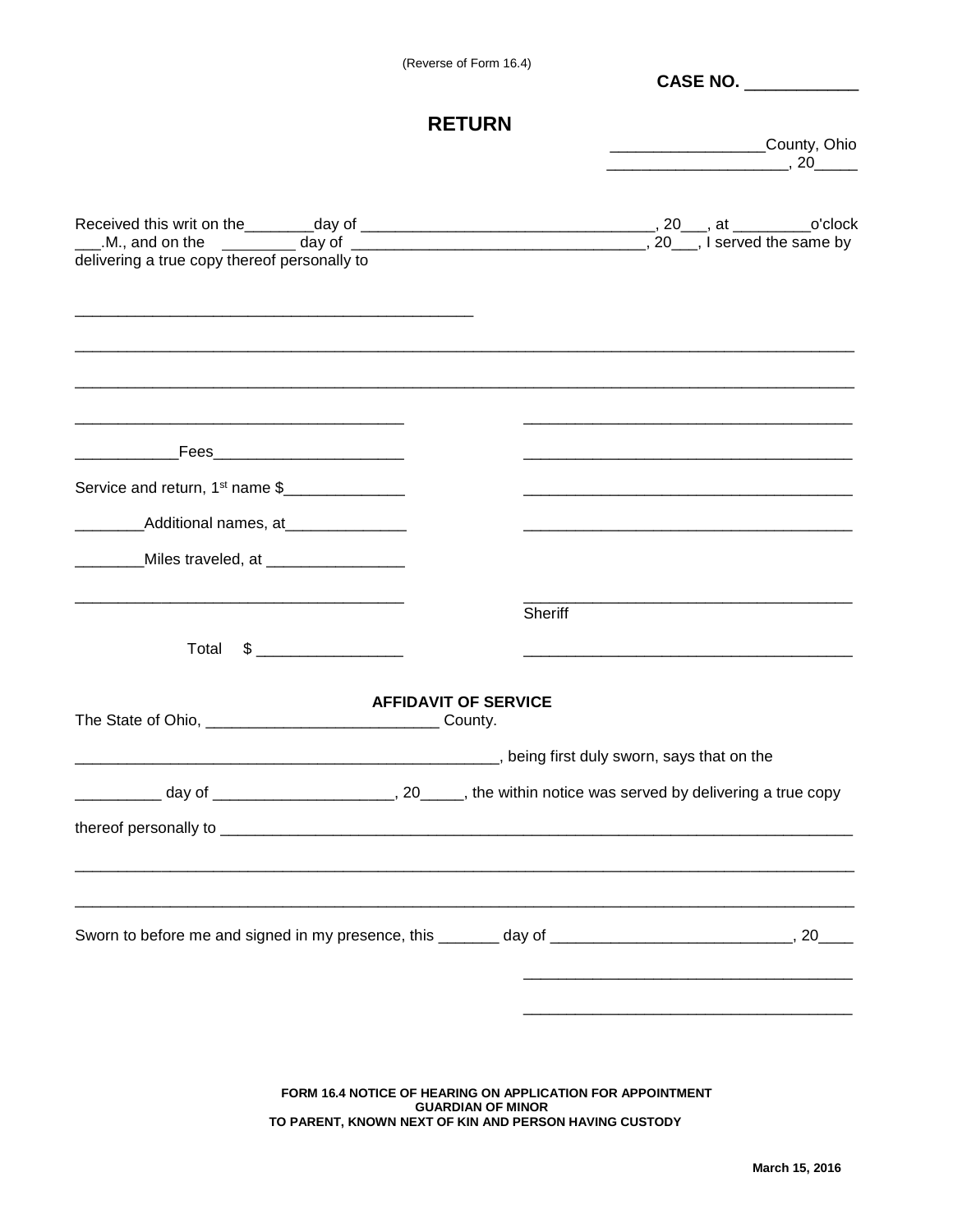(Reverse of Form 16.4)

**CASE NO. ____________**

## RETURN

_________________County, Ohio
____________________, 20_____

Received this writ on the________day of __________________________________, 20___, at _________o'clock ___.M., and on the ________ day of __________________________________, 20___, I served the same by delivering a true copy thereof personally to

________________________________________________

_____________________________________________________________________________________________

_____________________________________________________________________________________________

| | |
|---|---|
| ________________________________________ | ________________________________________ |
| ____________Fees______________________ | ________________________________________ |
| Service and return, 1st name $______________ | ________________________________________ |
| ________Additional names, at______________ | ________________________________________ |
| ________Miles traveled, at ________________ | |
| ________________________________________ | ________________________________________ Sheriff |
| Total $ _________________ | ________________________________________ |

**AFFIDAVIT OF SERVICE**

The State of Ohio, ___________________________ County.

___________________________________________________, being first duly sworn, says that on the

__________ day of _____________________, 20_____, the within notice was served by delivering a true copy

thereof personally to ____________________________________________________________________________

_____________________________________________________________________________________________

_____________________________________________________________________________________________

Sworn to before me and signed in my presence, this _______ day of ___________________________, 20____

________________________________________

________________________________________

**FORM 16.4 NOTICE OF HEARING ON APPLICATION FOR APPOINTMENT GUARDIAN OF MINOR TO PARENT, KNOWN NEXT OF KIN AND PERSON HAVING CUSTODY**

**March 15, 2016**